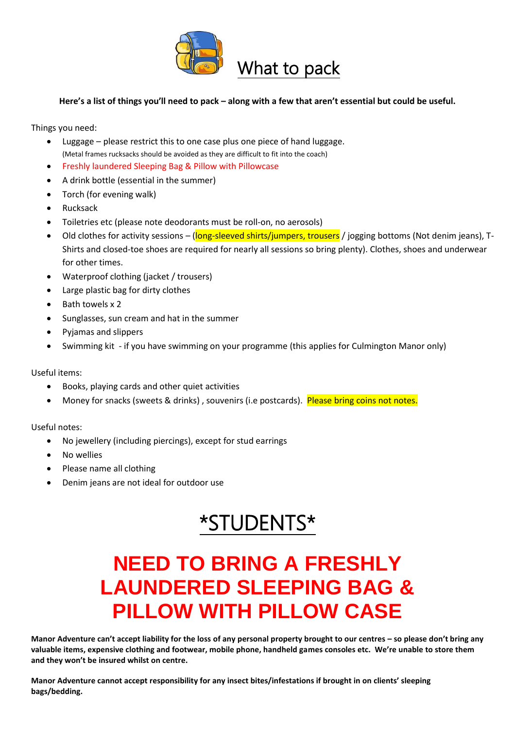# What to pack

**Here's a list of things you'll need to pack – along with a few that aren't essential but could be useful.**

Things you need:

- Luggage – please restrict this to one case plus one piece of hand luggage.
  (Metal frames rucksacks should be avoided as they are difficult to fit into the coach)
- Freshly laundered Sleeping Bag & Pillow with Pillowcase
- A drink bottle (essential in the summer)
- Torch (for evening walk)
- Rucksack
- Toiletries etc (please note deodorants must be roll-on, no aerosols)
- Old clothes for activity sessions – (long-sleeved shirts/jumpers, trousers / jogging bottoms (Not denim jeans), T-Shirts and closed-toe shoes are required for nearly all sessions so bring plenty). Clothes, shoes and underwear for other times.
- Waterproof clothing (jacket / trousers)
- Large plastic bag for dirty clothes
- Bath towels x 2
- Sunglasses, sun cream and hat in the summer
- Pyjamas and slippers
- Swimming kit - if you have swimming on your programme (this applies for Culmington Manor only)

Useful items:

- Books, playing cards and other quiet activities
- Money for snacks (sweets & drinks) , souvenirs (i.e postcards). Please bring coins not notes.

Useful notes:

- No jewellery (including piercings), except for stud earrings
- No wellies
- Please name all clothing
- Denim jeans are not ideal for outdoor use

# *STUDENTS*

# NEED TO BRING A FRESHLY LAUNDERED SLEEPING BAG & PILLOW WITH PILLOW CASE

**Manor Adventure can't accept liability for the loss of any personal property brought to our centres – so please don't bring any valuable items, expensive clothing and footwear, mobile phone, handheld games consoles etc. We're unable to store them and they won't be insured whilst on centre.**

**Manor Adventure cannot accept responsibility for any insect bites/infestations if brought in on clients' sleeping bags/bedding.**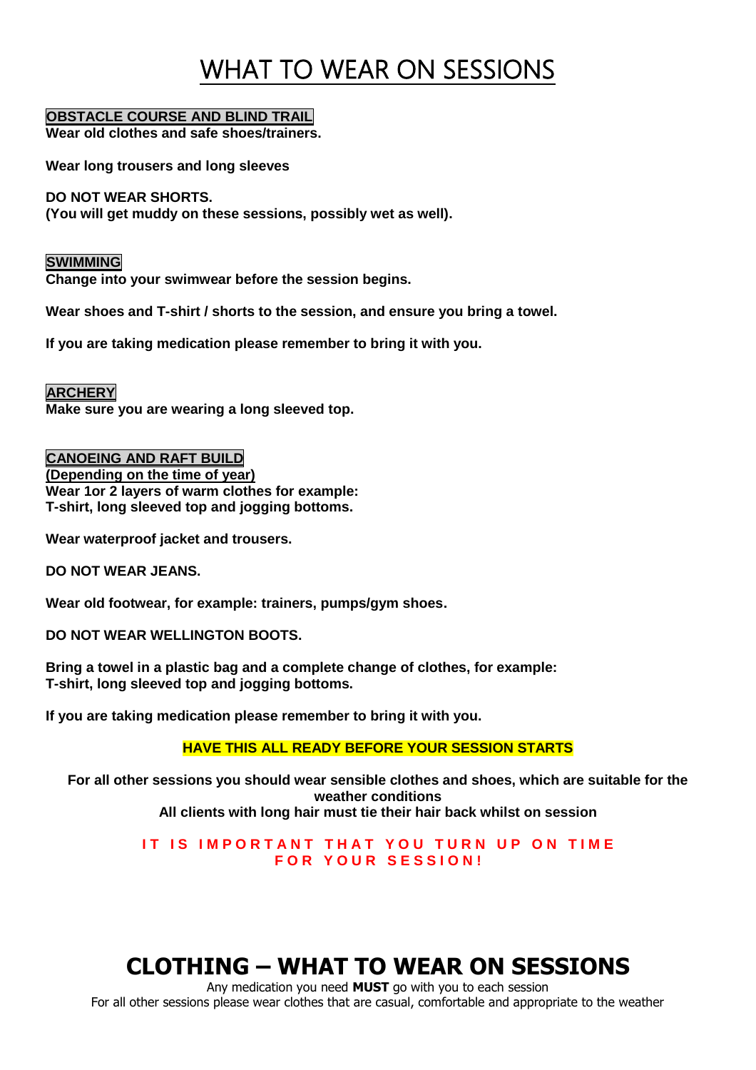# WHAT TO WEAR ON SESSIONS

**OBSTACLE COURSE AND BLIND TRAIL**

**Wear old clothes and safe shoes/trainers.**

**Wear long trousers and long sleeves**

**DO NOT WEAR SHORTS.**
**(You will get muddy on these sessions, possibly wet as well).**

**SWIMMING**

**Change into your swimwear before the session begins.**

**Wear shoes and T-shirt / shorts to the session, and ensure you bring a towel.**

**If you are taking medication please remember to bring it with you.**

**ARCHERY**

**Make sure you are wearing a long sleeved top.**

**CANOEING AND RAFT BUILD**

**(Depending on the time of year)**

**Wear 1or 2 layers of warm clothes for example:**
**T-shirt, long sleeved top and jogging bottoms.**

**Wear waterproof jacket and trousers.**

**DO NOT WEAR JEANS.**

**Wear old footwear, for example: trainers, pumps/gym shoes.**

**DO NOT WEAR WELLINGTON BOOTS.**

**Bring a towel in a plastic bag and a complete change of clothes, for example:**
**T-shirt, long sleeved top and jogging bottoms.**

**If you are taking medication please remember to bring it with you.**

**HAVE THIS ALL READY BEFORE YOUR SESSION STARTS**

**For all other sessions you should wear sensible clothes and shoes, which are suitable for the weather conditions**
**All clients with long hair must tie their hair back whilst on session**

**IT IS IMPORTANT THAT YOU TURN UP ON TIME FOR YOUR SESSION!**

# CLOTHING – WHAT TO WEAR ON SESSIONS

Any medication you need **MUST** go with you to each session
For all other sessions please wear clothes that are casual, comfortable and appropriate to the weather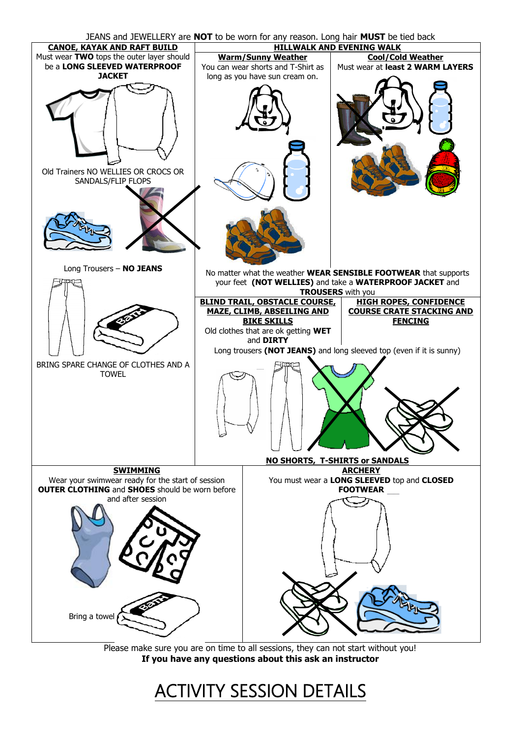JEANS and JEWELLERY are **NOT** to be worn for any reason. Long hair **MUST** be tied back

## CANOE, KAYAK AND RAFT BUILD

Must wear **TWO** tops the outer layer should be a **LONG SLEEVED WATERPROOF JACKET**

Old Trainers NO WELLIES OR CROCS OR SANDALS/FLIP FLOPS

Long Trousers – **NO JEANS**

BRING SPARE CHANGE OF CLOTHES AND A TOWEL

## HILLWALK AND EVENING WALK

### Warm/Sunny Weather

You can wear shorts and T-Shirt as long as you have sun cream on.

### Cool/Cold Weather

Must wear at **least 2 WARM LAYERS**

No matter what the weather **WEAR SENSIBLE FOOTWEAR** that supports your feet **(NOT WELLIES)** and take a **WATERPROOF JACKET** and **TROUSERS** with you

## BLIND TRAIL, OBSTACLE COURSE, MAZE, CLIMB, ABSEILING AND BIKE SKILLS

Old clothes that are ok getting **WET** and **DIRTY**

## HIGH ROPES, CONFIDENCE COURSE CRATE STACKING AND FENCING

Long trousers **(NOT JEANS)** and long sleeved top (even if it is sunny)

**NO SHORTS, T-SHIRTS or SANDALS**

## SWIMMING

Wear your swimwear ready for the start of session
**OUTER CLOTHING** and **SHOES** should be worn before and after session

Bring a towel

## ARCHERY

You must wear a **LONG SLEEVED** top and **CLOSED FOOTWEAR**

Please make sure you are on time to all sessions, they can not start without you!
**If you have any questions about this ask an instructor**

# ACTIVITY SESSION DETAILS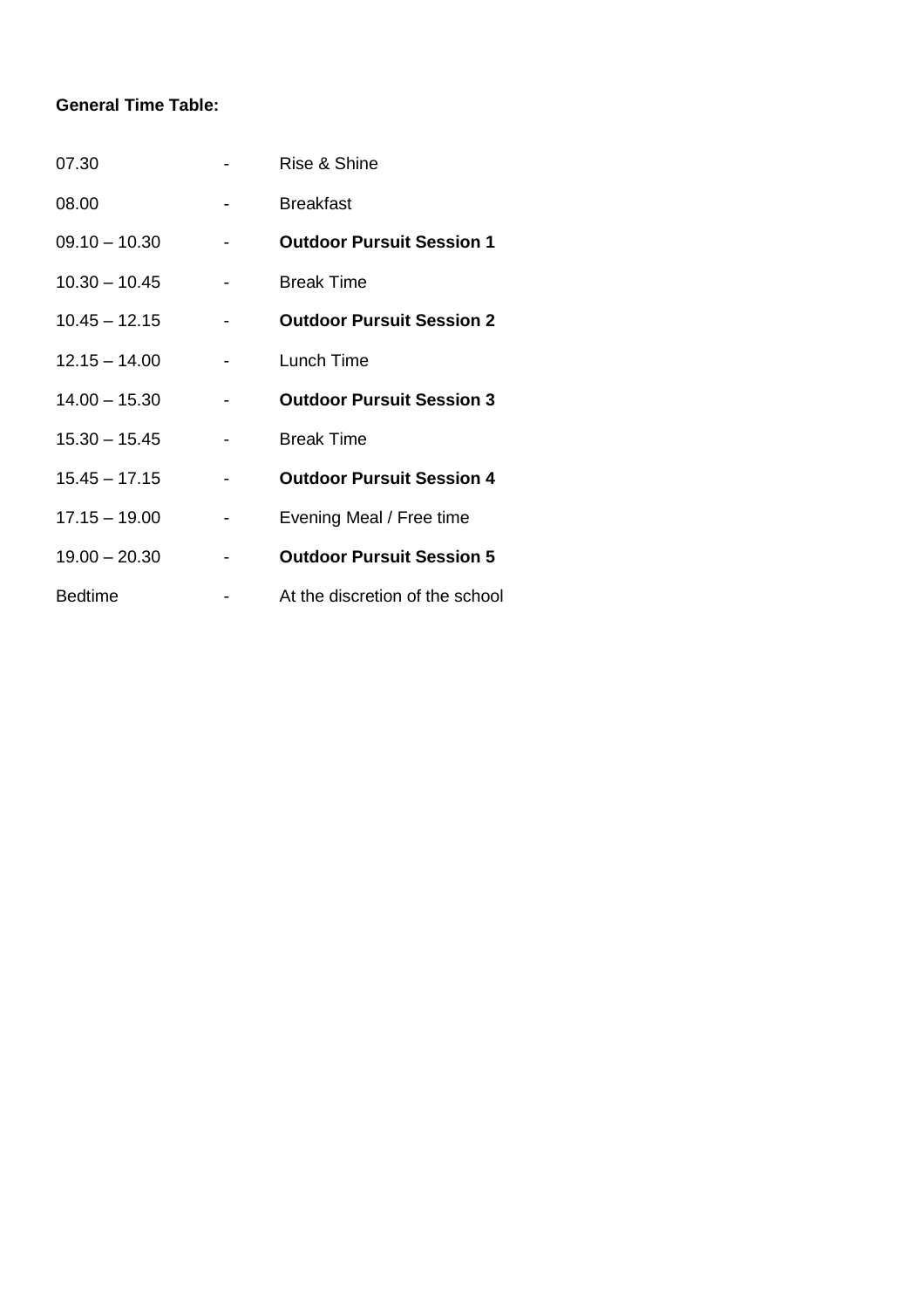**General Time Table:**

| | | |
|---|---|---|
| 07.30 | - | Rise & Shine |
| 08.00 | - | Breakfast |
| 09.10 – 10.30 | - | **Outdoor Pursuit Session 1** |
| 10.30 – 10.45 | - | Break Time |
| 10.45 – 12.15 | - | **Outdoor Pursuit Session 2** |
| 12.15 – 14.00 | - | Lunch Time |
| 14.00 – 15.30 | - | **Outdoor Pursuit Session 3** |
| 15.30 – 15.45 | - | Break Time |
| 15.45 – 17.15 | - | **Outdoor Pursuit Session 4** |
| 17.15 – 19.00 | - | Evening Meal / Free time |
| 19.00 – 20.30 | - | **Outdoor Pursuit Session 5** |
| Bedtime | - | At the discretion of the school |